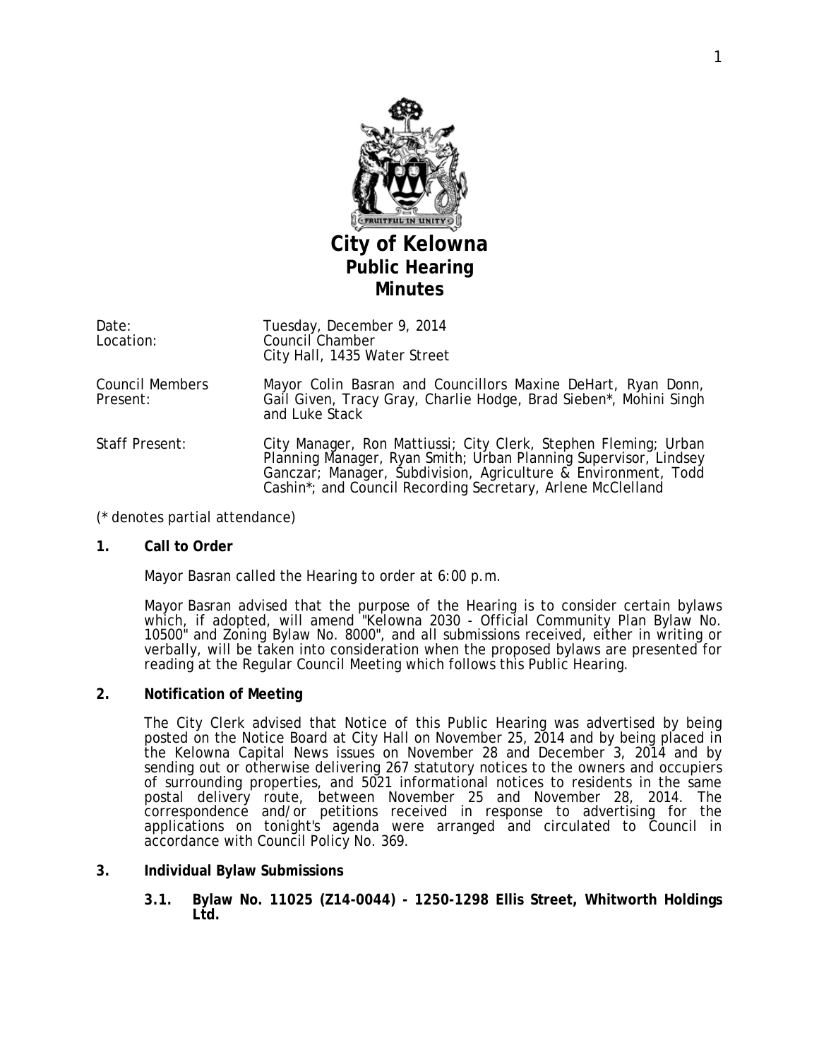# City of Kelowna
## Public Hearing
## Minutes

| | |
|---|---|
| Date: | Tuesday, December 9, 2014 |
| Location: | Council Chamber<br>City Hall, 1435 Water Street |
| Council Members Present: | Mayor Colin Basran and Councillors Maxine DeHart, Ryan Donn, Gail Given, Tracy Gray, Charlie Hodge, Brad Sieben*, Mohini Singh and Luke Stack |
| Staff Present: | City Manager, Ron Mattiussi; City Clerk, Stephen Fleming; Urban Planning Manager, Ryan Smith; Urban Planning Supervisor, Lindsey Ganczar; Manager, Subdivision, Agriculture & Environment, Todd Cashin*; and Council Recording Secretary, Arlene McClelland |

(* denotes partial attendance)

**1. Call to Order**

Mayor Basran called the Hearing to order at 6:00 p.m.

Mayor Basran advised that the purpose of the Hearing is to consider certain bylaws which, if adopted, will amend "Kelowna 2030 - Official Community Plan Bylaw No. 10500" and Zoning Bylaw No. 8000", and all submissions received, either in writing or verbally, will be taken into consideration when the proposed bylaws are presented for reading at the Regular Council Meeting which follows this Public Hearing.

**2. Notification of Meeting**

The City Clerk advised that Notice of this Public Hearing was advertised by being posted on the Notice Board at City Hall on November 25, 2014 and by being placed in the Kelowna Capital News issues on November 28 and December 3, 2014 and by sending out or otherwise delivering 267 statutory notices to the owners and occupiers of surrounding properties, and 5021 informational notices to residents in the same postal delivery route, between November 25 and November 28, 2014. The correspondence and/or petitions received in response to advertising for the applications on tonight's agenda were arranged and circulated to Council in accordance with Council Policy No. 369.

**3. Individual Bylaw Submissions**

**3.1. Bylaw No. 11025 (Z14-0044) - 1250-1298 Ellis Street, Whitworth Holdings Ltd.**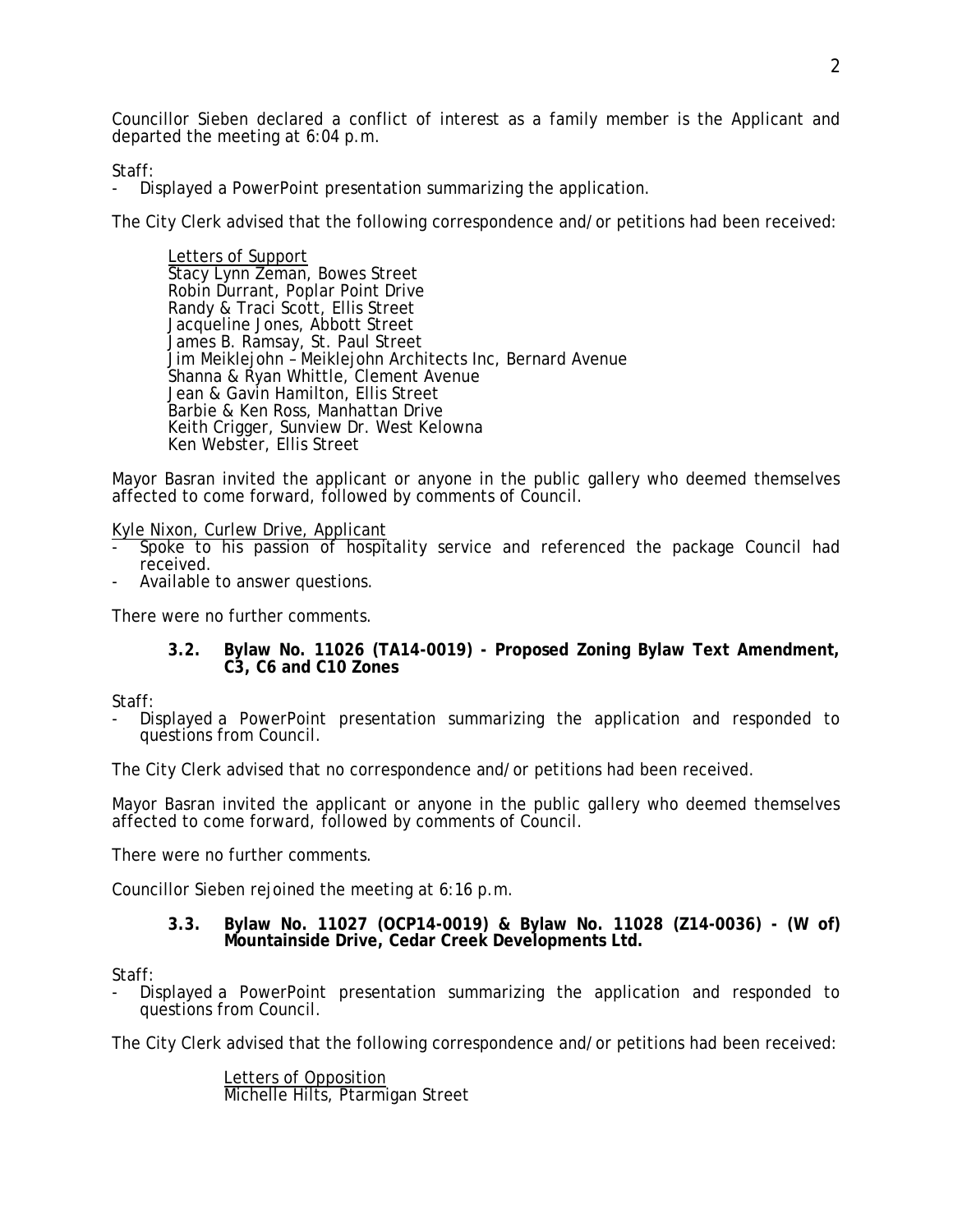Councillor Sieben declared a conflict of interest as a family member is the Applicant and departed the meeting at 6:04 p.m.

Staff:
- Displayed a PowerPoint presentation summarizing the application.

The City Clerk advised that the following correspondence and/or petitions had been received:

Letters of Support
Stacy Lynn Zeman, Bowes Street
Robin Durrant, Poplar Point Drive
Randy & Traci Scott, Ellis Street
Jacqueline Jones, Abbott Street
James B. Ramsay, St. Paul Street
Jim Meiklejohn – Meiklejohn Architects Inc, Bernard Avenue
Shanna & Ryan Whittle, Clement Avenue
Jean & Gavin Hamilton, Ellis Street
Barbie & Ken Ross, Manhattan Drive
Keith Crigger, Sunview Dr. West Kelowna
Ken Webster, Ellis Street

Mayor Basran invited the applicant or anyone in the public gallery who deemed themselves affected to come forward, followed by comments of Council.

Kyle Nixon, Curlew Drive, Applicant
- Spoke to his passion of hospitality service and referenced the package Council had received.
- Available to answer questions.

There were no further comments.

**3.2. Bylaw No. 11026 (TA14-0019) - Proposed Zoning Bylaw Text Amendment, C3, C6 and C10 Zones**

Staff:
- Displayed a PowerPoint presentation summarizing the application and responded to questions from Council.

The City Clerk advised that no correspondence and/or petitions had been received.

Mayor Basran invited the applicant or anyone in the public gallery who deemed themselves affected to come forward, followed by comments of Council.

There were no further comments.

Councillor Sieben rejoined the meeting at 6:16 p.m.

**3.3. Bylaw No. 11027 (OCP14-0019) & Bylaw No. 11028 (Z14-0036) - (W of) Mountainside Drive, Cedar Creek Developments Ltd.**

Staff:
- Displayed a PowerPoint presentation summarizing the application and responded to questions from Council.

The City Clerk advised that the following correspondence and/or petitions had been received:

Letters of Opposition
Michelle Hilts, Ptarmigan Street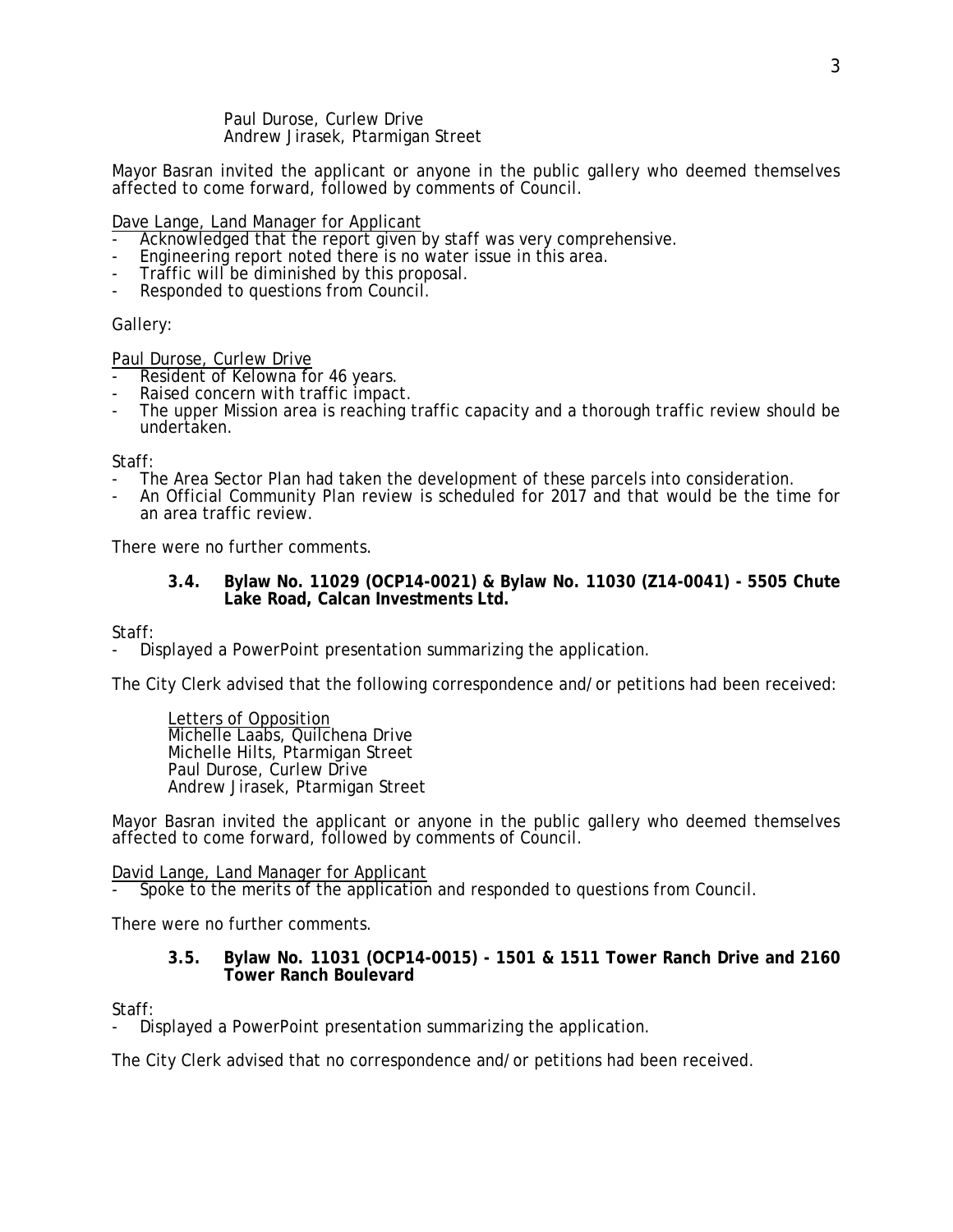Paul Durose, Curlew Drive
Andrew Jirasek, Ptarmigan Street

Mayor Basran invited the applicant or anyone in the public gallery who deemed themselves affected to come forward, followed by comments of Council.

Dave Lange, Land Manager for Applicant

- Acknowledged that the report given by staff was very comprehensive.
- Engineering report noted there is no water issue in this area.
- Traffic will be diminished by this proposal.
- Responded to questions from Council.

Gallery:

Paul Durose, Curlew Drive

- Resident of Kelowna for 46 years.
- Raised concern with traffic impact.
- The upper Mission area is reaching traffic capacity and a thorough traffic review should be undertaken.

Staff:

- The Area Sector Plan had taken the development of these parcels into consideration.
- An Official Community Plan review is scheduled for 2017 and that would be the time for an area traffic review.

There were no further comments.

### 3.4. Bylaw No. 11029 (OCP14-0021) & Bylaw No. 11030 (Z14-0041) - 5505 Chute Lake Road, Calcan Investments Ltd.

Staff:

- Displayed a PowerPoint presentation summarizing the application.

The City Clerk advised that the following correspondence and/or petitions had been received:

Letters of Opposition
Michelle Laabs, Quilchena Drive
Michelle Hilts, Ptarmigan Street
Paul Durose, Curlew Drive
Andrew Jirasek, Ptarmigan Street

Mayor Basran invited the applicant or anyone in the public gallery who deemed themselves affected to come forward, followed by comments of Council.

David Lange, Land Manager for Applicant

- Spoke to the merits of the application and responded to questions from Council.

There were no further comments.

### 3.5. Bylaw No. 11031 (OCP14-0015) - 1501 & 1511 Tower Ranch Drive and 2160 Tower Ranch Boulevard

Staff:

- Displayed a PowerPoint presentation summarizing the application.

The City Clerk advised that no correspondence and/or petitions had been received.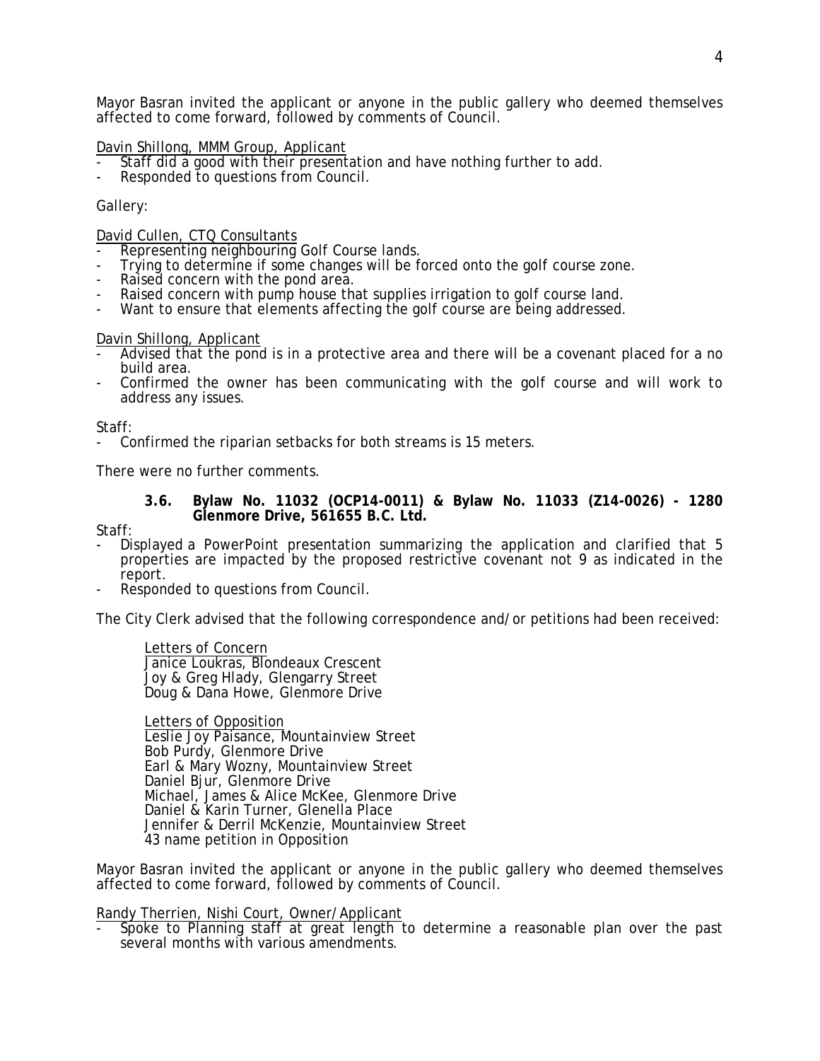Mayor Basran invited the applicant or anyone in the public gallery who deemed themselves affected to come forward, followed by comments of Council.

Davin Shillong, MMM Group, Applicant

- Staff did a good with their presentation and have nothing further to add.
- Responded to questions from Council.

Gallery:

David Cullen, CTQ Consultants

- Representing neighbouring Golf Course lands.
- Trying to determine if some changes will be forced onto the golf course zone.
- Raised concern with the pond area.
- Raised concern with pump house that supplies irrigation to golf course land.
- Want to ensure that elements affecting the golf course are being addressed.

Davin Shillong, Applicant

- Advised that the pond is in a protective area and there will be a covenant placed for a no build area.
- Confirmed the owner has been communicating with the golf course and will work to address any issues.

Staff:

- Confirmed the riparian setbacks for both streams is 15 meters.

There were no further comments.

### 3.6. Bylaw No. 11032 (OCP14-0011) & Bylaw No. 11033 (Z14-0026) - 1280 Glenmore Drive, 561655 B.C. Ltd.

Staff:

- Displayed a PowerPoint presentation summarizing the application and clarified that 5 properties are impacted by the proposed restrictive covenant not 9 as indicated in the report.
- Responded to questions from Council.

The City Clerk advised that the following correspondence and/or petitions had been received:

Letters of Concern
Janice Loukras, Blondeaux Crescent
Joy & Greg Hlady, Glengarry Street
Doug & Dana Howe, Glenmore Drive

Letters of Opposition
Leslie Joy Paisance, Mountainview Street
Bob Purdy, Glenmore Drive
Earl & Mary Wozny, Mountainview Street
Daniel Bjur, Glenmore Drive
Michael, James & Alice McKee, Glenmore Drive
Daniel & Karin Turner, Glenella Place
Jennifer & Derril McKenzie, Mountainview Street
43 name petition in Opposition

Mayor Basran invited the applicant or anyone in the public gallery who deemed themselves affected to come forward, followed by comments of Council.

Randy Therrien, Nishi Court, Owner/Applicant

- Spoke to Planning staff at great length to determine a reasonable plan over the past several months with various amendments.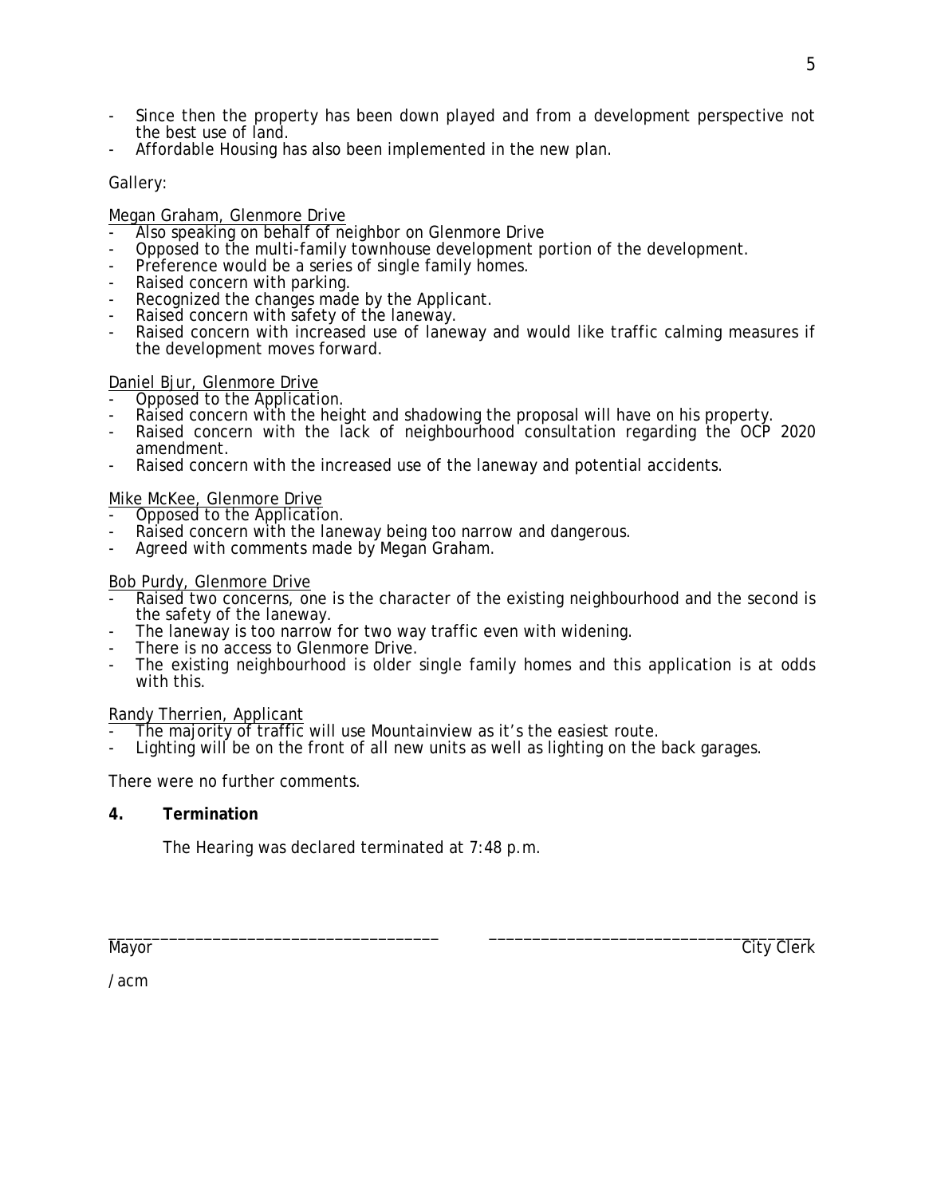- Since then the property has been down played and from a development perspective not the best use of land.
- Affordable Housing has also been implemented in the new plan.

Gallery:

Megan Graham, Glenmore Drive

- Also speaking on behalf of neighbor on Glenmore Drive
- Opposed to the multi-family townhouse development portion of the development.
- Preference would be a series of single family homes.
- Raised concern with parking.
- Recognized the changes made by the Applicant.
- Raised concern with safety of the laneway.
- Raised concern with increased use of laneway and would like traffic calming measures if the development moves forward.

Daniel Bjur, Glenmore Drive

- Opposed to the Application.
- Raised concern with the height and shadowing the proposal will have on his property.
- Raised concern with the lack of neighbourhood consultation regarding the OCP 2020 amendment.
- Raised concern with the increased use of the laneway and potential accidents.

Mike McKee, Glenmore Drive

- Opposed to the Application.
- Raised concern with the laneway being too narrow and dangerous.
- Agreed with comments made by Megan Graham.

Bob Purdy, Glenmore Drive

- Raised two concerns, one is the character of the existing neighbourhood and the second is the safety of the laneway.
- The laneway is too narrow for two way traffic even with widening.
- There is no access to Glenmore Drive.
- The existing neighbourhood is older single family homes and this application is at odds with this.

Randy Therrien, Applicant

- The majority of traffic will use Mountainview as it's the easiest route.
- Lighting will be on the front of all new units as well as lighting on the back garages.

There were no further comments.

**4. Termination**

The Hearing was declared terminated at 7:48 p.m.

\_\_\_\_\_\_\_\_\_\_\_\_\_\_\_\_\_\_\_\_\_\_\_\_\_\_\_\_\_\_\_\_\_\_\_\_\_\_ \_\_\_\_\_\_\_\_\_\_\_\_\_\_\_\_\_\_\_\_\_\_\_\_\_\_\_\_\_\_\_\_\_\_\_\_\_\_

Mayor City Clerk

/acm